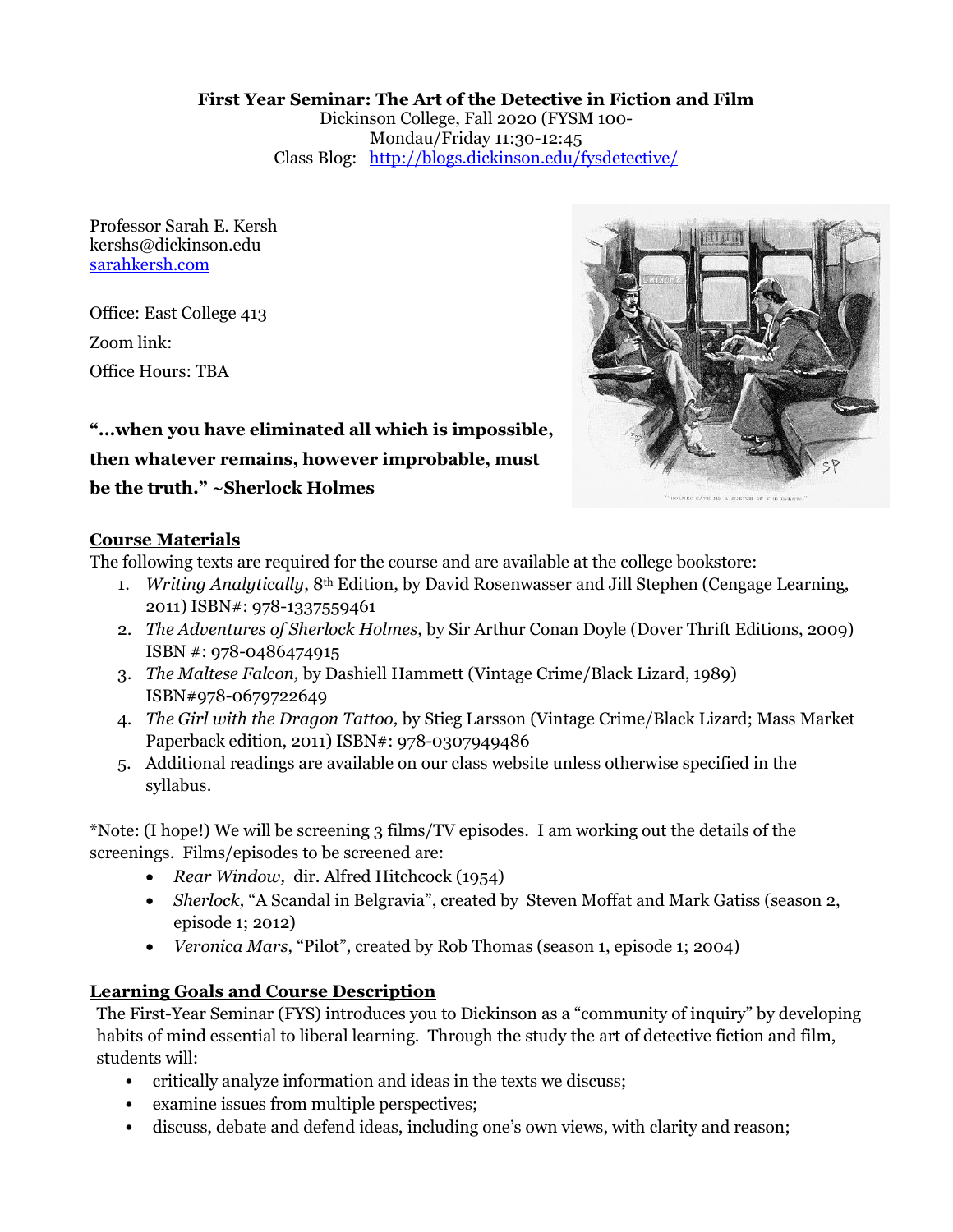**First Year Seminar: The Art of the Detective in Fiction and Film**
Dickinson College, Fall 2020 (FYSM 100-
Mondau/Friday 11:30-12:45
Class Blog: [http://blogs.dickinson.edu/fysdetective/](http://blogs.dickinson.edu/fysdetective/)

Professor Sarah E. Kersh
kershs@dickinson.edu
[sarahkersh.com](sarahkersh.com)

Office: East College 413

Zoom link:

Office Hours: TBA

**"…when you have eliminated all which is impossible, then whatever remains, however improbable, must be the truth." ~Sherlock Holmes**

## Course Materials

The following texts are required for the course and are available at the college bookstore:

1. *Writing Analytically*, 8th Edition, by David Rosenwasser and Jill Stephen (Cengage Learning, 2011) ISBN#: 978-1337559461
2. *The Adventures of Sherlock Holmes,* by Sir Arthur Conan Doyle (Dover Thrift Editions, 2009) ISBN #: 978-0486474915
3. *The Maltese Falcon,* by Dashiell Hammett (Vintage Crime/Black Lizard, 1989) ISBN#978-0679722649
4. *The Girl with the Dragon Tattoo,* by Stieg Larsson (Vintage Crime/Black Lizard; Mass Market Paperback edition, 2011) ISBN#: 978-0307949486
5. Additional readings are available on our class website unless otherwise specified in the syllabus.

*Note: (I hope!) We will be screening 3 films/TV episodes. I am working out the details of the screenings. Films/episodes to be screened are:

- *Rear Window,* dir. Alfred Hitchcock (1954)
- *Sherlock,* "A Scandal in Belgravia", created by Steven Moffat and Mark Gatiss (season 2, episode 1; 2012)
- *Veronica Mars,* "Pilot"*,* created by Rob Thomas (season 1, episode 1; 2004)

## Learning Goals and Course Description

The First-Year Seminar (FYS) introduces you to Dickinson as a "community of inquiry" by developing habits of mind essential to liberal learning. Through the study the art of detective fiction and film, students will:

- critically analyze information and ideas in the texts we discuss;
- examine issues from multiple perspectives;
- discuss, debate and defend ideas, including one's own views, with clarity and reason;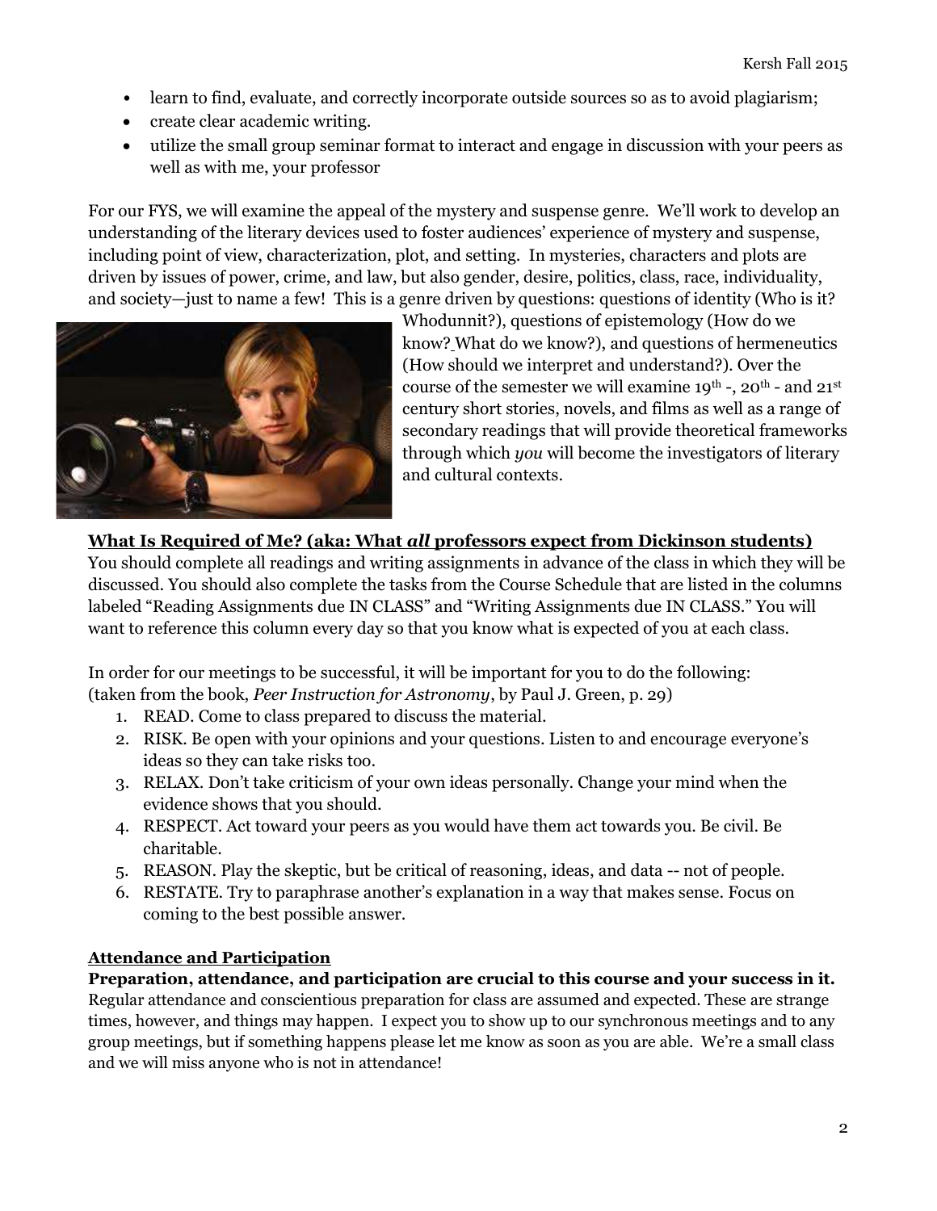- learn to find, evaluate, and correctly incorporate outside sources so as to avoid plagiarism;
- create clear academic writing.
- utilize the small group seminar format to interact and engage in discussion with your peers as well as with me, your professor

For our FYS, we will examine the appeal of the mystery and suspense genre. We'll work to develop an understanding of the literary devices used to foster audiences' experience of mystery and suspense, including point of view, characterization, plot, and setting. In mysteries, characters and plots are driven by issues of power, crime, and law, but also gender, desire, politics, class, race, individuality, and society—just to name a few! This is a genre driven by questions: questions of identity (Who is it? Whodunnit?), questions of epistemology (How do we know? What do we know?), and questions of hermeneutics (How should we interpret and understand?). Over the course of the semester we will examine 19th -, 20th - and 21st century short stories, novels, and films as well as a range of secondary readings that will provide theoretical frameworks through which *you* will become the investigators of literary and cultural contexts.

## What Is Required of Me? (aka: What *all* professors expect from Dickinson students)

You should complete all readings and writing assignments in advance of the class in which they will be discussed. You should also complete the tasks from the Course Schedule that are listed in the columns labeled "Reading Assignments due IN CLASS" and "Writing Assignments due IN CLASS." You will want to reference this column every day so that you know what is expected of you at each class.

In order for our meetings to be successful, it will be important for you to do the following: (taken from the book, *Peer Instruction for Astronomy*, by Paul J. Green, p. 29)

1. READ. Come to class prepared to discuss the material.
2. RISK. Be open with your opinions and your questions. Listen to and encourage everyone's ideas so they can take risks too.
3. RELAX. Don't take criticism of your own ideas personally. Change your mind when the evidence shows that you should.
4. RESPECT. Act toward your peers as you would have them act towards you. Be civil. Be charitable.
5. REASON. Play the skeptic, but be critical of reasoning, ideas, and data -- not of people.
6. RESTATE. Try to paraphrase another's explanation in a way that makes sense. Focus on coming to the best possible answer.

## Attendance and Participation

**Preparation, attendance, and participation are crucial to this course and your success in it.** Regular attendance and conscientious preparation for class are assumed and expected. These are strange times, however, and things may happen. I expect you to show up to our synchronous meetings and to any group meetings, but if something happens please let me know as soon as you are able. We're a small class and we will miss anyone who is not in attendance!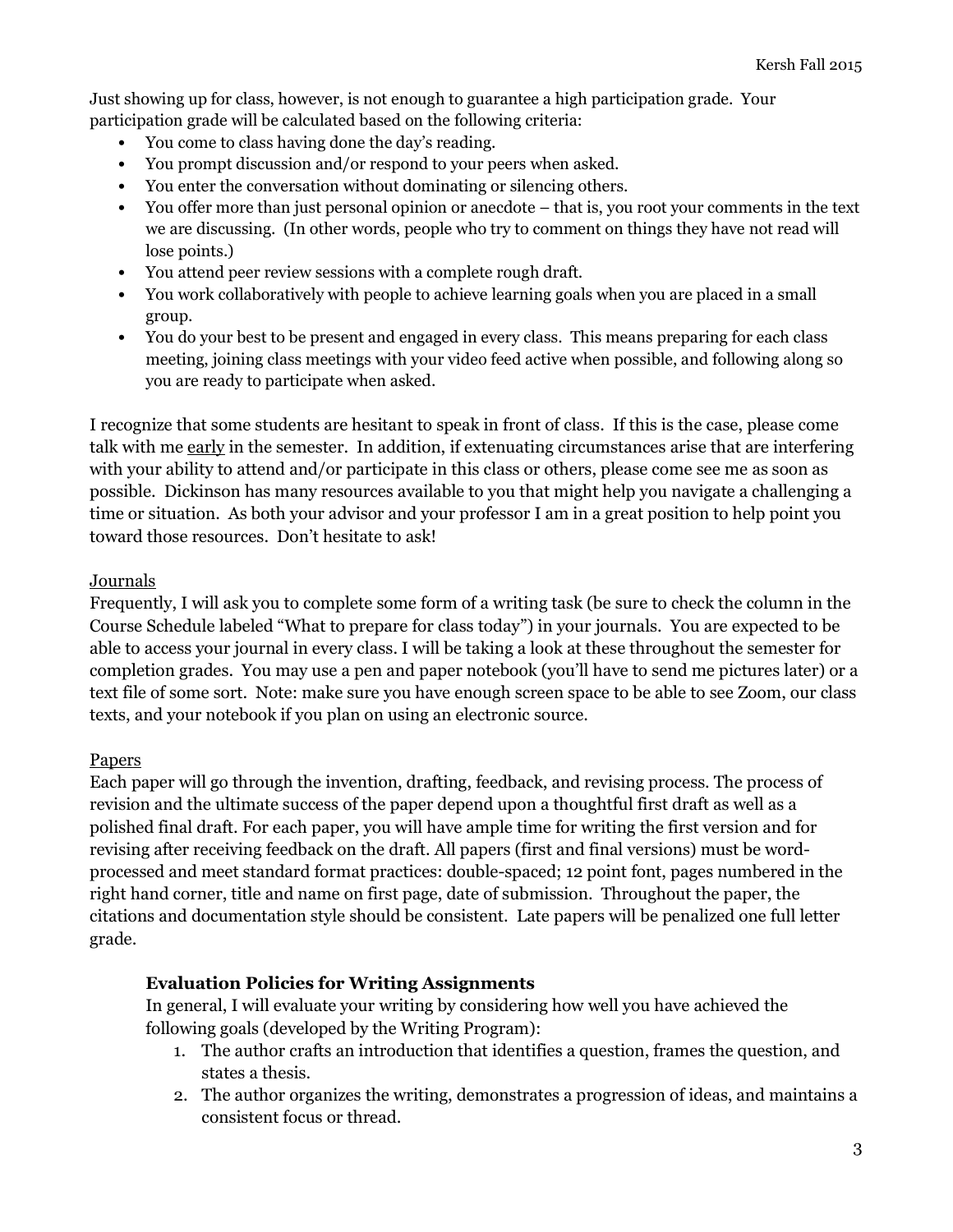Just showing up for class, however, is not enough to guarantee a high participation grade. Your participation grade will be calculated based on the following criteria:

- You come to class having done the day's reading.
- You prompt discussion and/or respond to your peers when asked.
- You enter the conversation without dominating or silencing others.
- You offer more than just personal opinion or anecdote – that is, you root your comments in the text we are discussing. (In other words, people who try to comment on things they have not read will lose points.)
- You attend peer review sessions with a complete rough draft.
- You work collaboratively with people to achieve learning goals when you are placed in a small group.
- You do your best to be present and engaged in every class. This means preparing for each class meeting, joining class meetings with your video feed active when possible, and following along so you are ready to participate when asked.

I recognize that some students are hesitant to speak in front of class. If this is the case, please come talk with me <u>early</u> in the semester. In addition, if extenuating circumstances arise that are interfering with your ability to attend and/or participate in this class or others, please come see me as soon as possible. Dickinson has many resources available to you that might help you navigate a challenging a time or situation. As both your advisor and your professor I am in a great position to help point you toward those resources. Don't hesitate to ask!

<u>Journals</u>

Frequently, I will ask you to complete some form of a writing task (be sure to check the column in the Course Schedule labeled "What to prepare for class today") in your journals. You are expected to be able to access your journal in every class. I will be taking a look at these throughout the semester for completion grades. You may use a pen and paper notebook (you'll have to send me pictures later) or a text file of some sort. Note: make sure you have enough screen space to be able to see Zoom, our class texts, and your notebook if you plan on using an electronic source.

<u>Papers</u>

Each paper will go through the invention, drafting, feedback, and revising process. The process of revision and the ultimate success of the paper depend upon a thoughtful first draft as well as a polished final draft. For each paper, you will have ample time for writing the first version and for revising after receiving feedback on the draft. All papers (first and final versions) must be word-processed and meet standard format practices: double-spaced; 12 point font, pages numbered in the right hand corner, title and name on first page, date of submission. Throughout the paper, the citations and documentation style should be consistent. Late papers will be penalized one full letter grade.

**Evaluation Policies for Writing Assignments**

In general, I will evaluate your writing by considering how well you have achieved the following goals (developed by the Writing Program):

1. The author crafts an introduction that identifies a question, frames the question, and states a thesis.
2. The author organizes the writing, demonstrates a progression of ideas, and maintains a consistent focus or thread.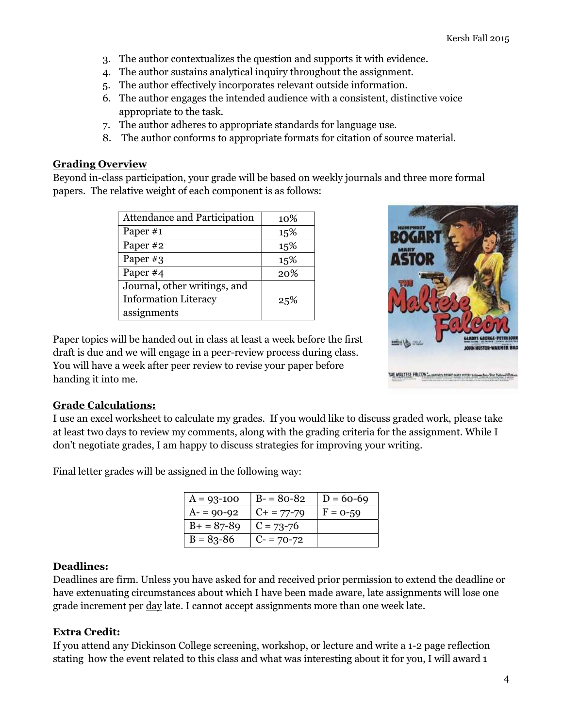3. The author contextualizes the question and supports it with evidence.
4. The author sustains analytical inquiry throughout the assignment.
5. The author effectively incorporates relevant outside information.
6. The author engages the intended audience with a consistent, distinctive voice appropriate to the task.
7. The author adheres to appropriate standards for language use.
8. The author conforms to appropriate formats for citation of source material.

**Grading Overview**

Beyond in-class participation, your grade will be based on weekly journals and three more formal papers. The relative weight of each component is as follows:

| Component | Weight |
|---|---|
| Attendance and Participation | 10% |
| Paper #1 | 15% |
| Paper #2 | 15% |
| Paper #3 | 15% |
| Paper #4 | 20% |
| Journal, other writings, and Information Literacy assignments | 25% |

Paper topics will be handed out in class at least a week before the first draft is due and we will engage in a peer-review process during class. You will have a week after peer review to revise your paper before handing it into me.

**Grade Calculations:**

I use an excel worksheet to calculate my grades. If you would like to discuss graded work, please take at least two days to review my comments, along with the grading criteria for the assignment. While I don't negotiate grades, I am happy to discuss strategies for improving your writing.

Final letter grades will be assigned in the following way:

| | | |
|---|---|---|
| A = 93-100 | B- = 80-82 | D = 60-69 |
| A- = 90-92 | C+ = 77-79 | F = 0-59 |
| B+ = 87-89 | C = 73-76 | |
| B = 83-86 | C- = 70-72 | |

**Deadlines:**

Deadlines are firm. Unless you have asked for and received prior permission to extend the deadline or have extenuating circumstances about which I have been made aware, late assignments will lose one grade increment per day late. I cannot accept assignments more than one week late.

**Extra Credit:**

If you attend any Dickinson College screening, workshop, or lecture and write a 1-2 page reflection stating how the event related to this class and what was interesting about it for you, I will award 1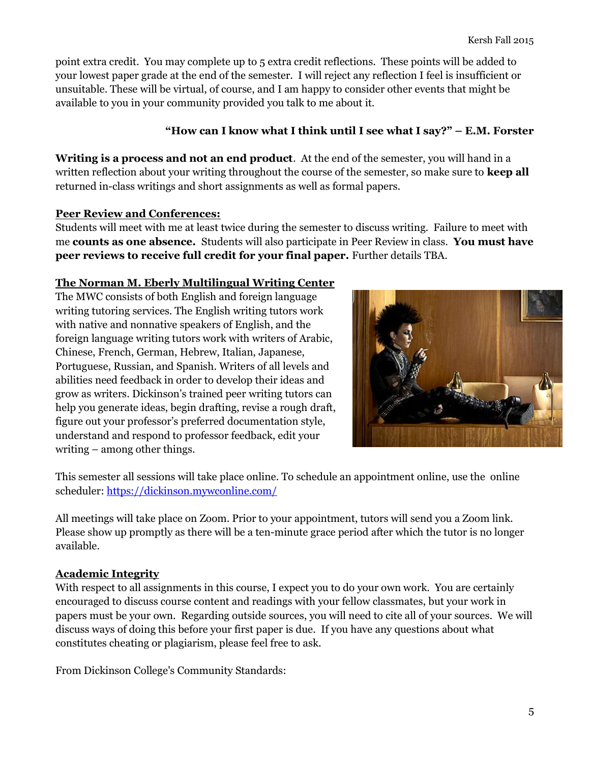point extra credit. You may complete up to 5 extra credit reflections. These points will be added to your lowest paper grade at the end of the semester. I will reject any reflection I feel is insufficient or unsuitable. These will be virtual, of course, and I am happy to consider other events that might be available to you in your community provided you talk to me about it.

**"How can I know what I think until I see what I say?" – E.M. Forster**

**Writing is a process and not an end product**. At the end of the semester, you will hand in a written reflection about your writing throughout the course of the semester, so make sure to **keep all** returned in-class writings and short assignments as well as formal papers.

**Peer Review and Conferences:**

Students will meet with me at least twice during the semester to discuss writing. Failure to meet with me **counts as one absence.** Students will also participate in Peer Review in class. **You must have peer reviews to receive full credit for your final paper.** Further details TBA.

**The Norman M. Eberly Multilingual Writing Center**

The MWC consists of both English and foreign language writing tutoring services. The English writing tutors work with native and nonnative speakers of English, and the foreign language writing tutors work with writers of Arabic, Chinese, French, German, Hebrew, Italian, Japanese, Portuguese, Russian, and Spanish. Writers of all levels and abilities need feedback in order to develop their ideas and grow as writers. Dickinson's trained peer writing tutors can help you generate ideas, begin drafting, revise a rough draft, figure out your professor's preferred documentation style, understand and respond to professor feedback, edit your writing – among other things.

This semester all sessions will take place online. To schedule an appointment online, use the online scheduler: https://dickinson.mywconline.com/

All meetings will take place on Zoom. Prior to your appointment, tutors will send you a Zoom link. Please show up promptly as there will be a ten-minute grace period after which the tutor is no longer available.

**Academic Integrity**

With respect to all assignments in this course, I expect you to do your own work. You are certainly encouraged to discuss course content and readings with your fellow classmates, but your work in papers must be your own. Regarding outside sources, you will need to cite all of your sources. We will discuss ways of doing this before your first paper is due. If you have any questions about what constitutes cheating or plagiarism, please feel free to ask.

From Dickinson College's Community Standards: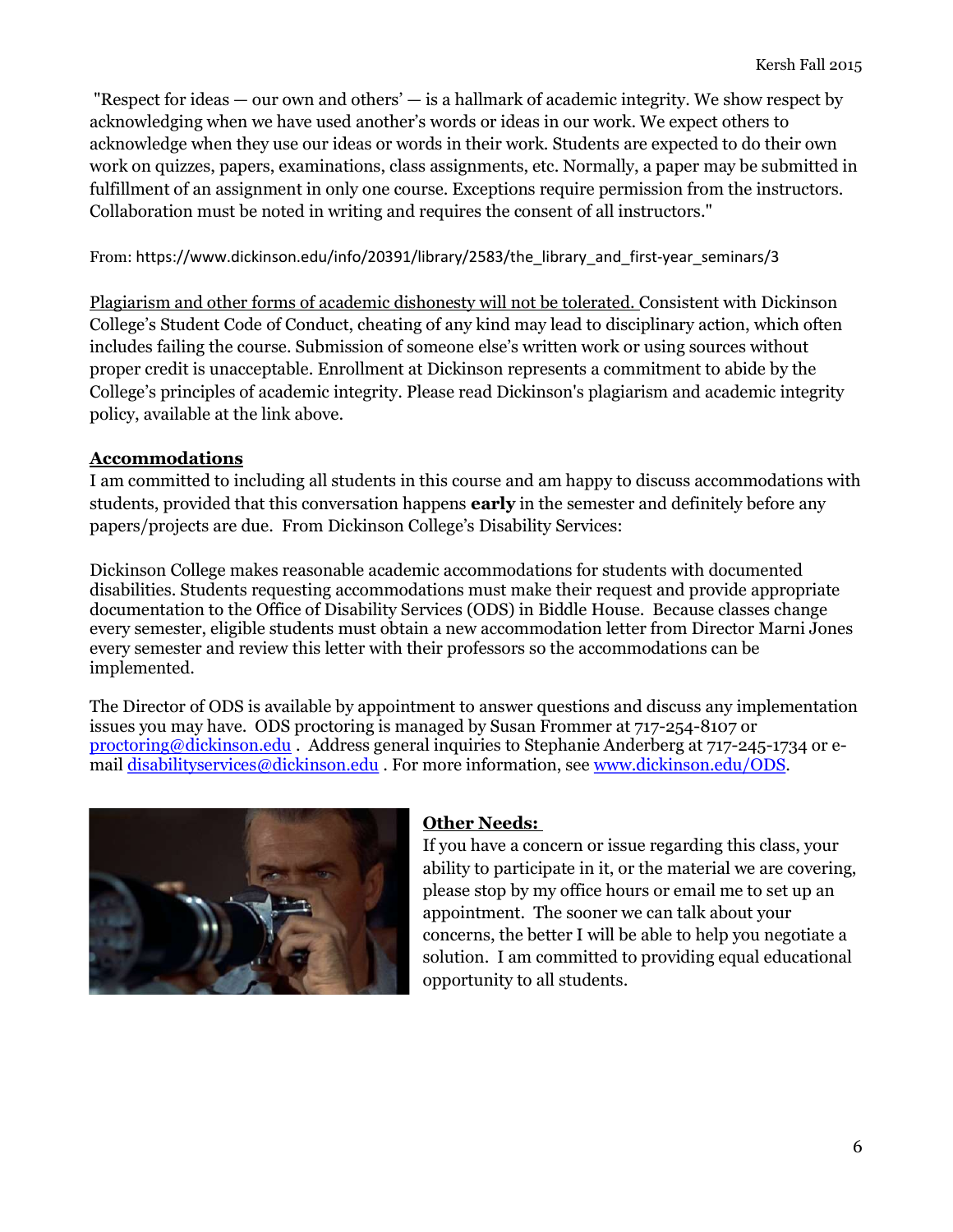"Respect for ideas — our own and others' — is a hallmark of academic integrity. We show respect by acknowledging when we have used another's words or ideas in our work. We expect others to acknowledge when they use our ideas or words in their work. Students are expected to do their own work on quizzes, papers, examinations, class assignments, etc. Normally, a paper may be submitted in fulfillment of an assignment in only one course. Exceptions require permission from the instructors. Collaboration must be noted in writing and requires the consent of all instructors."

From: https://www.dickinson.edu/info/20391/library/2583/the_library_and_first-year_seminars/3

Plagiarism and other forms of academic dishonesty will not be tolerated. Consistent with Dickinson College's Student Code of Conduct, cheating of any kind may lead to disciplinary action, which often includes failing the course. Submission of someone else's written work or using sources without proper credit is unacceptable. Enrollment at Dickinson represents a commitment to abide by the College's principles of academic integrity. Please read Dickinson's plagiarism and academic integrity policy, available at the link above.

## Accommodations

I am committed to including all students in this course and am happy to discuss accommodations with students, provided that this conversation happens **early** in the semester and definitely before any papers/projects are due. From Dickinson College's Disability Services:

Dickinson College makes reasonable academic accommodations for students with documented disabilities. Students requesting accommodations must make their request and provide appropriate documentation to the Office of Disability Services (ODS) in Biddle House. Because classes change every semester, eligible students must obtain a new accommodation letter from Director Marni Jones every semester and review this letter with their professors so the accommodations can be implemented.

The Director of ODS is available by appointment to answer questions and discuss any implementation issues you may have. ODS proctoring is managed by Susan Frommer at 717-254-8107 or proctoring@dickinson.edu . Address general inquiries to Stephanie Anderberg at 717-245-1734 or e-mail disabilityservices@dickinson.edu . For more information, see www.dickinson.edu/ODS.

## Other Needs:

If you have a concern or issue regarding this class, your ability to participate in it, or the material we are covering, please stop by my office hours or email me to set up an appointment. The sooner we can talk about your concerns, the better I will be able to help you negotiate a solution. I am committed to providing equal educational opportunity to all students.